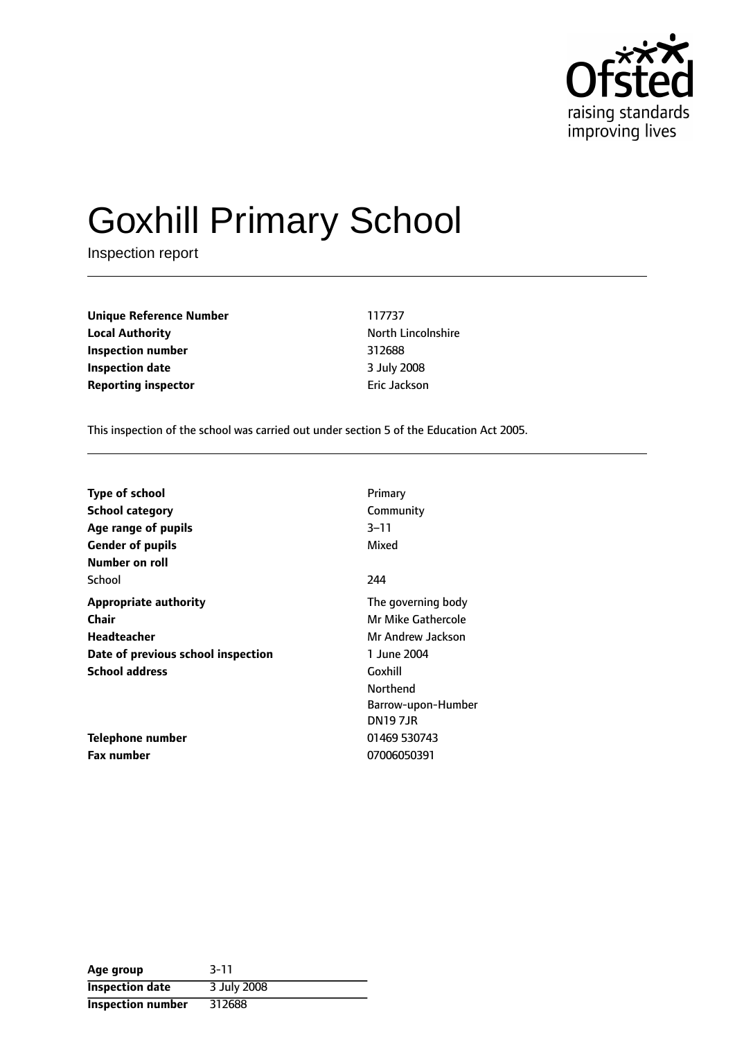# Goxhill Primary School

Inspection report

| | |
|---|---|
| **Unique Reference Number** | 117737 |
| **Local Authority** | North Lincolnshire |
| **Inspection number** | 312688 |
| **Inspection date** | 3 July 2008 |
| **Reporting inspector** | Eric Jackson |

This inspection of the school was carried out under section 5 of the Education Act 2005.

| | |
|---|---|
| **Type of school** | Primary |
| **School category** | Community |
| **Age range of pupils** | 3–11 |
| **Gender of pupils** | Mixed |
| **Number on roll** | |
| School | 244 |
| **Appropriate authority** | The governing body |
| **Chair** | Mr Mike Gathercole |
| **Headteacher** | Mr Andrew Jackson |
| **Date of previous school inspection** | 1 June 2004 |
| **School address** | Goxhill<br>Northend<br>Barrow-upon-Humber<br>DN19 7JR |
| **Telephone number** | 01469 530743 |
| **Fax number** | 07006050391 |

| | |
|---|---|
| **Age group** | 3-11 |
| **Inspection date** | 3 July 2008 |
| **Inspection number** | 312688 |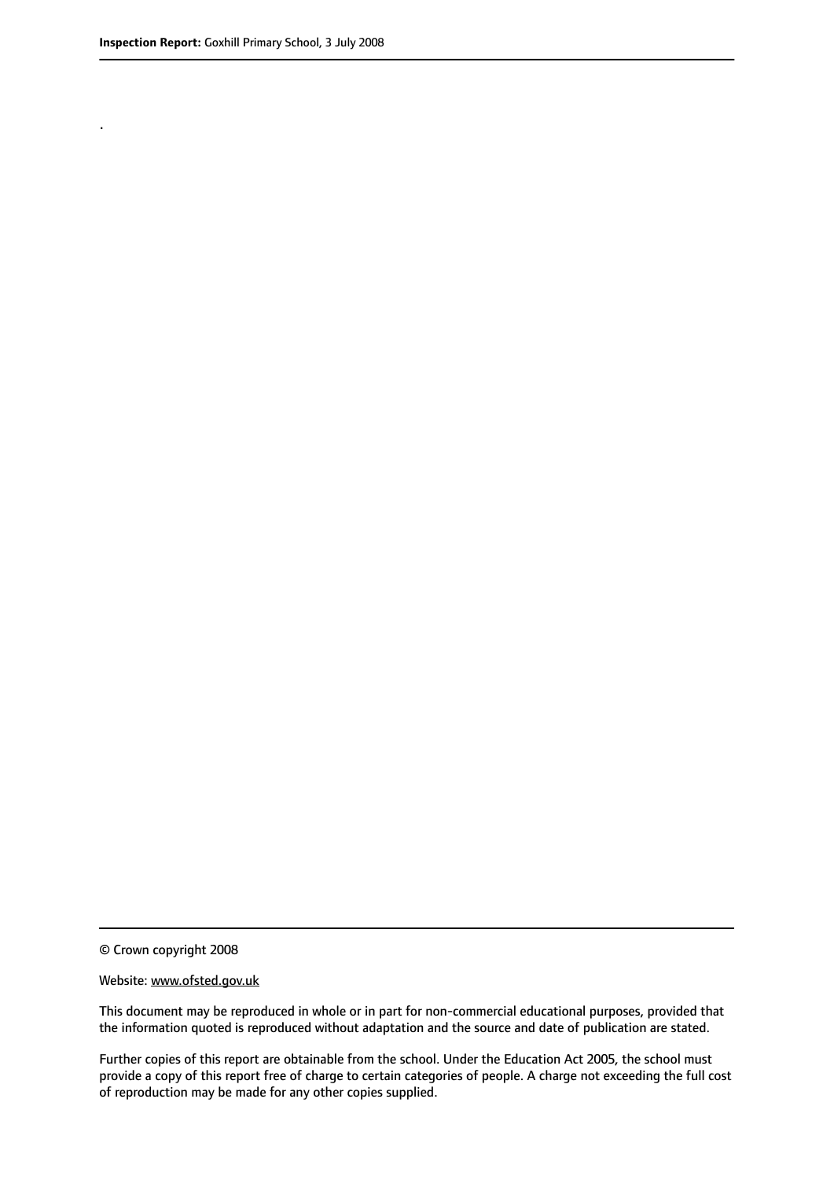.

© Crown copyright 2008

Website: www.ofsted.gov.uk

This document may be reproduced in whole or in part for non-commercial educational purposes, provided that the information quoted is reproduced without adaptation and the source and date of publication are stated.

Further copies of this report are obtainable from the school. Under the Education Act 2005, the school must provide a copy of this report free of charge to certain categories of people. A charge not exceeding the full cost of reproduction may be made for any other copies supplied.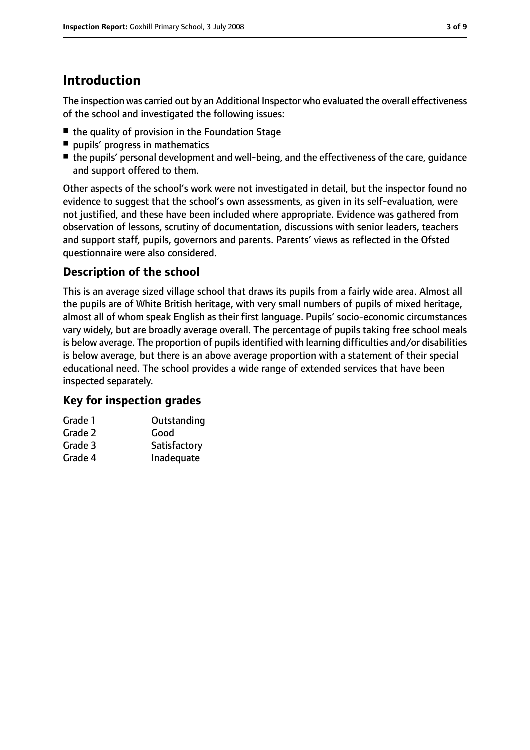# Introduction

The inspection was carried out by an Additional Inspector who evaluated the overall effectiveness of the school and investigated the following issues:

- the quality of provision in the Foundation Stage
- pupils' progress in mathematics
- the pupils' personal development and well-being, and the effectiveness of the care, guidance and support offered to them.

Other aspects of the school's work were not investigated in detail, but the inspector found no evidence to suggest that the school's own assessments, as given in its self-evaluation, were not justified, and these have been included where appropriate. Evidence was gathered from observation of lessons, scrutiny of documentation, discussions with senior leaders, teachers and support staff, pupils, governors and parents. Parents' views as reflected in the Ofsted questionnaire were also considered.

## Description of the school

This is an average sized village school that draws its pupils from a fairly wide area. Almost all the pupils are of White British heritage, with very small numbers of pupils of mixed heritage, almost all of whom speak English as their first language. Pupils' socio-economic circumstances vary widely, but are broadly average overall. The percentage of pupils taking free school meals is below average. The proportion of pupils identified with learning difficulties and/or disabilities is below average, but there is an above average proportion with a statement of their special educational need. The school provides a wide range of extended services that have been inspected separately.

## Key for inspection grades

| | |
|---|---|
| Grade 1 | Outstanding |
| Grade 2 | Good |
| Grade 3 | Satisfactory |
| Grade 4 | Inadequate |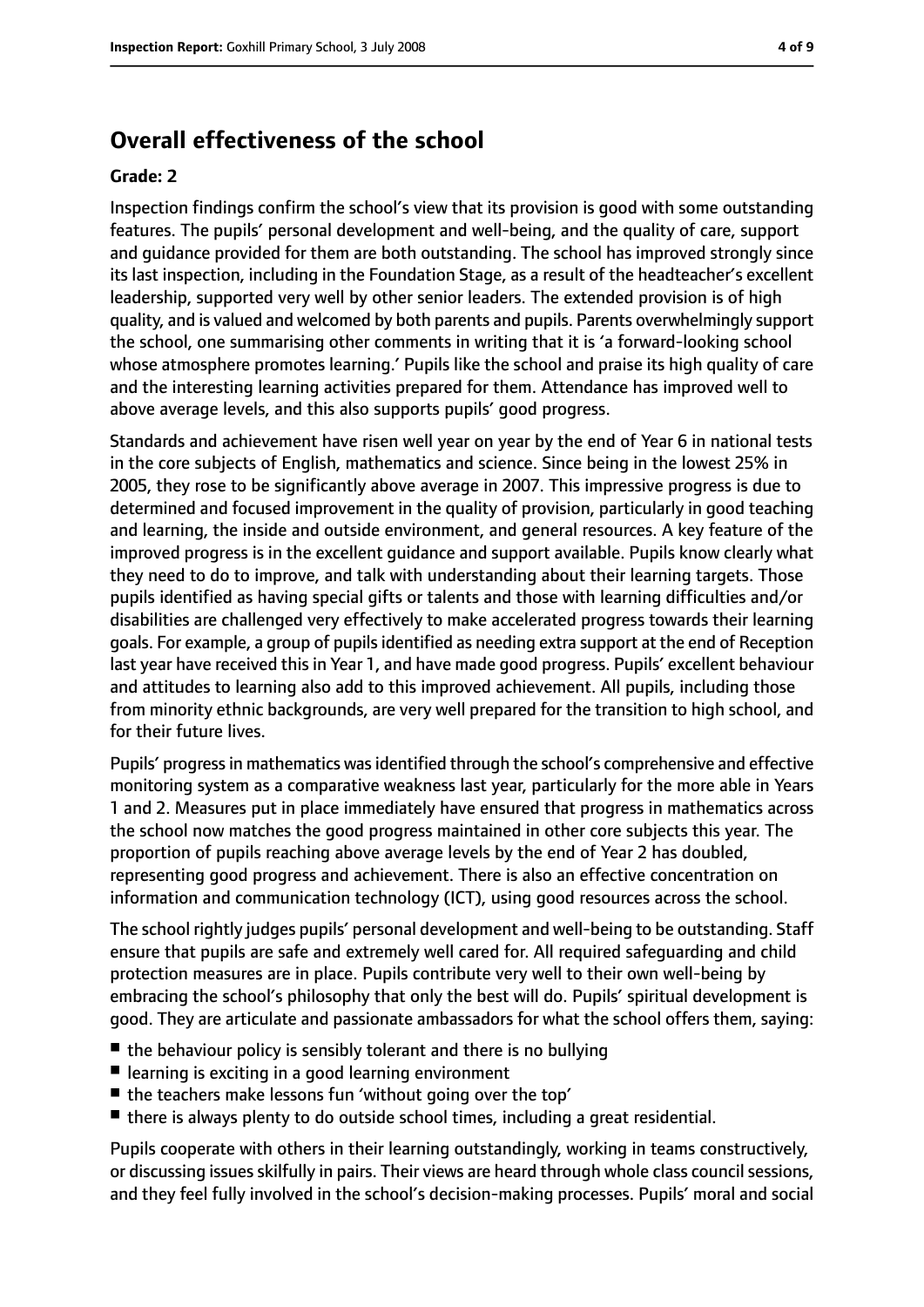## Overall effectiveness of the school

**Grade: 2**

Inspection findings confirm the school's view that its provision is good with some outstanding features. The pupils' personal development and well-being, and the quality of care, support and guidance provided for them are both outstanding. The school has improved strongly since its last inspection, including in the Foundation Stage, as a result of the headteacher's excellent leadership, supported very well by other senior leaders. The extended provision is of high quality, and is valued and welcomed by both parents and pupils. Parents overwhelmingly support the school, one summarising other comments in writing that it is 'a forward-looking school whose atmosphere promotes learning.' Pupils like the school and praise its high quality of care and the interesting learning activities prepared for them. Attendance has improved well to above average levels, and this also supports pupils' good progress.

Standards and achievement have risen well year on year by the end of Year 6 in national tests in the core subjects of English, mathematics and science. Since being in the lowest 25% in 2005, they rose to be significantly above average in 2007. This impressive progress is due to determined and focused improvement in the quality of provision, particularly in good teaching and learning, the inside and outside environment, and general resources. A key feature of the improved progress is in the excellent guidance and support available. Pupils know clearly what they need to do to improve, and talk with understanding about their learning targets. Those pupils identified as having special gifts or talents and those with learning difficulties and/or disabilities are challenged very effectively to make accelerated progress towards their learning goals. For example, a group of pupils identified as needing extra support at the end of Reception last year have received this in Year 1, and have made good progress. Pupils' excellent behaviour and attitudes to learning also add to this improved achievement. All pupils, including those from minority ethnic backgrounds, are very well prepared for the transition to high school, and for their future lives.

Pupils' progress in mathematics was identified through the school's comprehensive and effective monitoring system as a comparative weakness last year, particularly for the more able in Years 1 and 2. Measures put in place immediately have ensured that progress in mathematics across the school now matches the good progress maintained in other core subjects this year. The proportion of pupils reaching above average levels by the end of Year 2 has doubled, representing good progress and achievement. There is also an effective concentration on information and communication technology (ICT), using good resources across the school.

The school rightly judges pupils' personal development and well-being to be outstanding. Staff ensure that pupils are safe and extremely well cared for. All required safeguarding and child protection measures are in place. Pupils contribute very well to their own well-being by embracing the school's philosophy that only the best will do. Pupils' spiritual development is good. They are articulate and passionate ambassadors for what the school offers them, saying:

- the behaviour policy is sensibly tolerant and there is no bullying
- learning is exciting in a good learning environment
- the teachers make lessons fun 'without going over the top'
- there is always plenty to do outside school times, including a great residential.

Pupils cooperate with others in their learning outstandingly, working in teams constructively, or discussing issues skilfully in pairs. Their views are heard through whole class council sessions, and they feel fully involved in the school's decision-making processes. Pupils' moral and social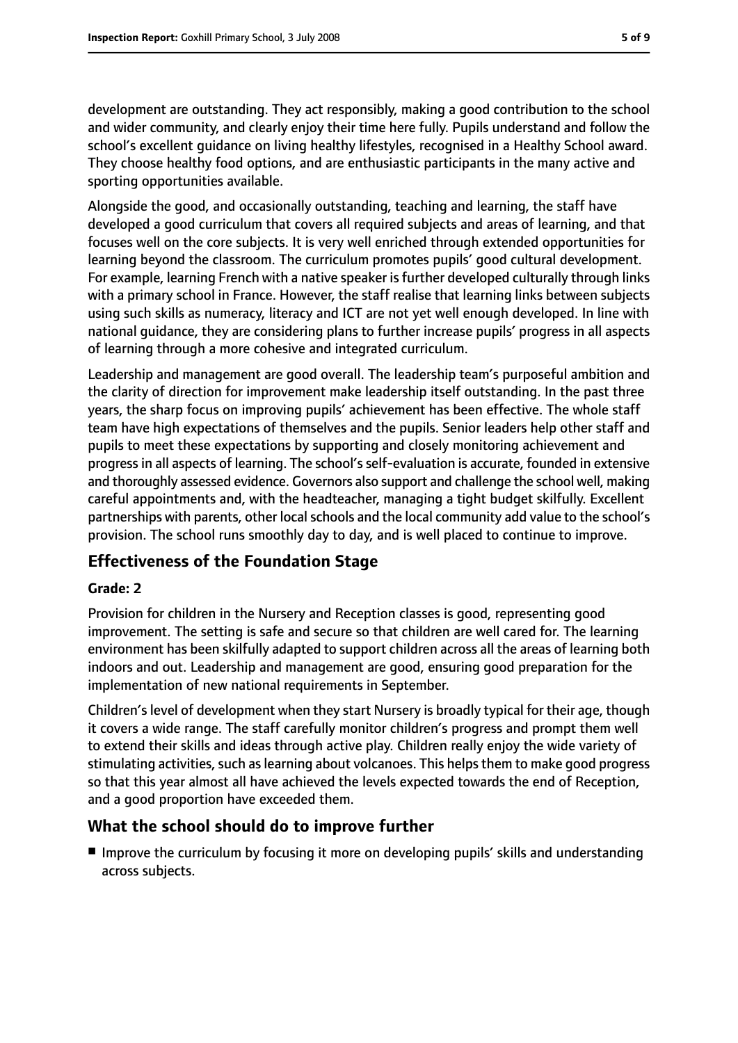development are outstanding. They act responsibly, making a good contribution to the school and wider community, and clearly enjoy their time here fully. Pupils understand and follow the school's excellent guidance on living healthy lifestyles, recognised in a Healthy School award. They choose healthy food options, and are enthusiastic participants in the many active and sporting opportunities available.

Alongside the good, and occasionally outstanding, teaching and learning, the staff have developed a good curriculum that covers all required subjects and areas of learning, and that focuses well on the core subjects. It is very well enriched through extended opportunities for learning beyond the classroom. The curriculum promotes pupils' good cultural development. For example, learning French with a native speaker is further developed culturally through links with a primary school in France. However, the staff realise that learning links between subjects using such skills as numeracy, literacy and ICT are not yet well enough developed. In line with national guidance, they are considering plans to further increase pupils' progress in all aspects of learning through a more cohesive and integrated curriculum.

Leadership and management are good overall. The leadership team's purposeful ambition and the clarity of direction for improvement make leadership itself outstanding. In the past three years, the sharp focus on improving pupils' achievement has been effective. The whole staff team have high expectations of themselves and the pupils. Senior leaders help other staff and pupils to meet these expectations by supporting and closely monitoring achievement and progress in all aspects of learning. The school's self-evaluation is accurate, founded in extensive and thoroughly assessed evidence. Governors also support and challenge the school well, making careful appointments and, with the headteacher, managing a tight budget skilfully. Excellent partnerships with parents, other local schools and the local community add value to the school's provision. The school runs smoothly day to day, and is well placed to continue to improve.

## Effectiveness of the Foundation Stage

**Grade: 2**

Provision for children in the Nursery and Reception classes is good, representing good improvement. The setting is safe and secure so that children are well cared for. The learning environment has been skilfully adapted to support children across all the areas of learning both indoors and out. Leadership and management are good, ensuring good preparation for the implementation of new national requirements in September.

Children's level of development when they start Nursery is broadly typical for their age, though it covers a wide range. The staff carefully monitor children's progress and prompt them well to extend their skills and ideas through active play. Children really enjoy the wide variety of stimulating activities, such as learning about volcanoes. This helps them to make good progress so that this year almost all have achieved the levels expected towards the end of Reception, and a good proportion have exceeded them.

## What the school should do to improve further

- Improve the curriculum by focusing it more on developing pupils' skills and understanding across subjects.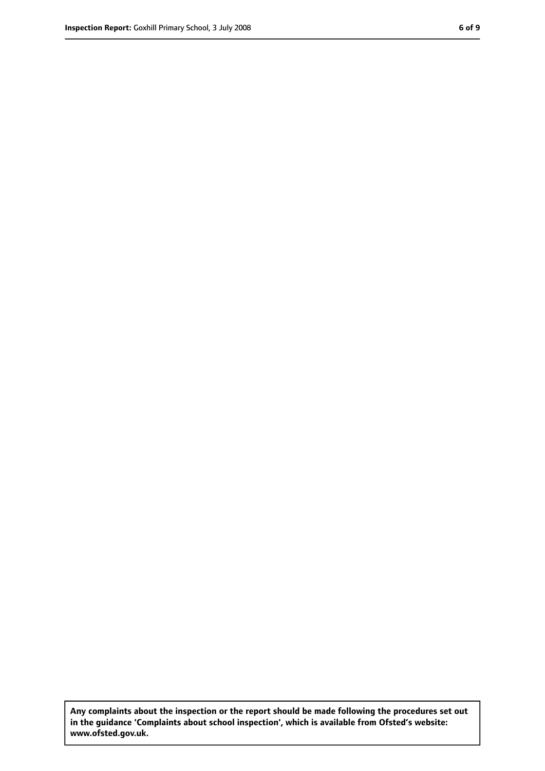**Any complaints about the inspection or the report should be made following the procedures set out in the guidance 'Complaints about school inspection', which is available from Ofsted's website: www.ofsted.gov.uk.**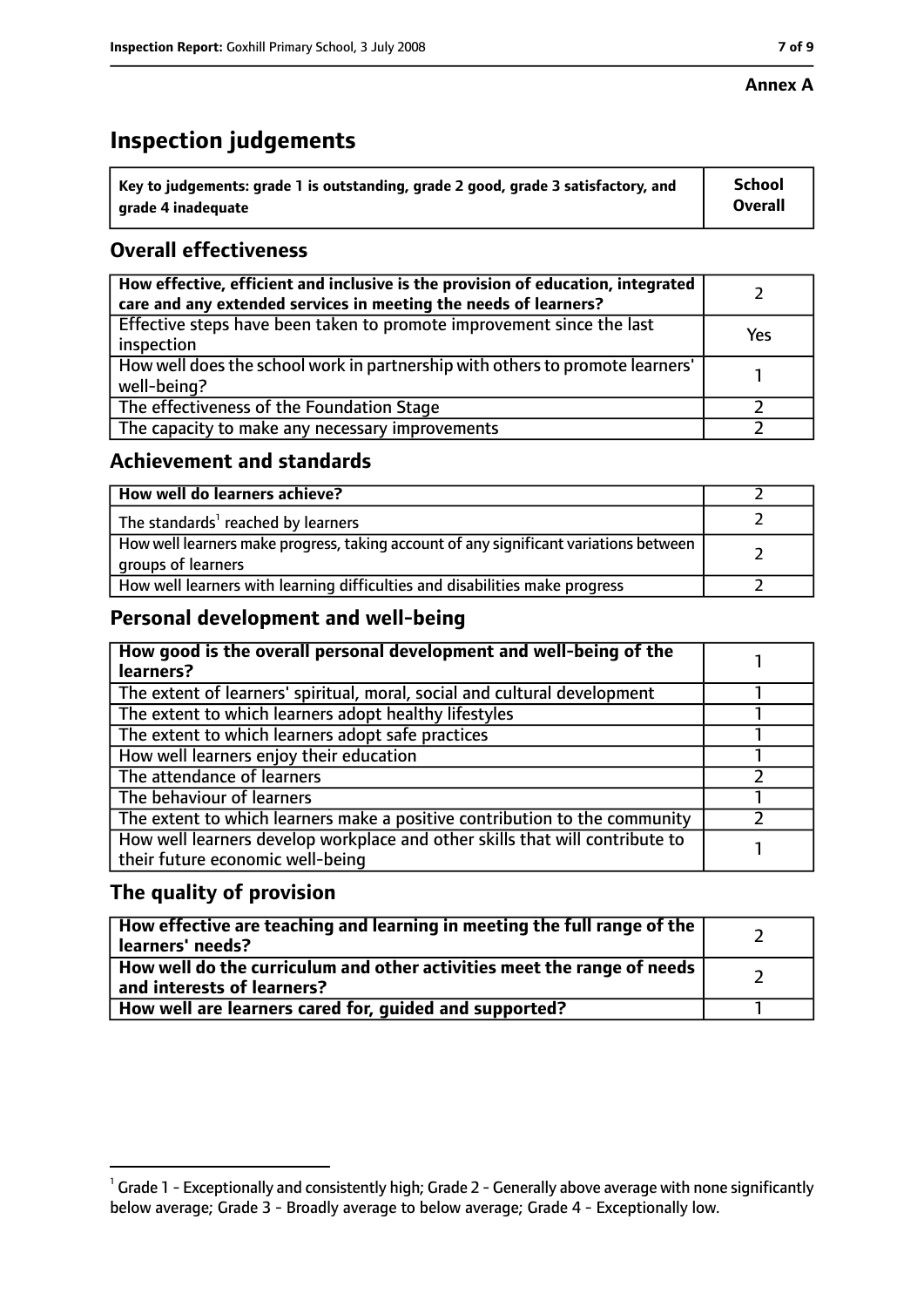**Annex A**

# Inspection judgements

| Key to judgements: grade 1 is outstanding, grade 2 good, grade 3 satisfactory, and grade 4 inadequate | School Overall |
|---|---|

## Overall effectiveness

| | |
|---|---|
| **How effective, efficient and inclusive is the provision of education, integrated care and any extended services in meeting the needs of learners?** | 2 |
| Effective steps have been taken to promote improvement since the last inspection | Yes |
| How well does the school work in partnership with others to promote learners' well-being? | 1 |
| The effectiveness of the Foundation Stage | 2 |
| The capacity to make any necessary improvements | 2 |

## Achievement and standards

| | |
|---|---|
| **How well do learners achieve?** | 2 |
| The standards[1] reached by learners | 2 |
| How well learners make progress, taking account of any significant variations between groups of learners | 2 |
| How well learners with learning difficulties and disabilities make progress | 2 |

## Personal development and well-being

| | |
|---|---|
| **How good is the overall personal development and well-being of the learners?** | 1 |
| The extent of learners' spiritual, moral, social and cultural development | 1 |
| The extent to which learners adopt healthy lifestyles | 1 |
| The extent to which learners adopt safe practices | 1 |
| How well learners enjoy their education | 1 |
| The attendance of learners | 2 |
| The behaviour of learners | 1 |
| The extent to which learners make a positive contribution to the community | 2 |
| How well learners develop workplace and other skills that will contribute to their future economic well-being | 1 |

## The quality of provision

| | |
|---|---|
| **How effective are teaching and learning in meeting the full range of the learners' needs?** | 2 |
| **How well do the curriculum and other activities meet the range of needs and interests of learners?** | 2 |
| **How well are learners cared for, guided and supported?** | 1 |

[1] Grade 1 - Exceptionally and consistently high; Grade 2 - Generally above average with none significantly below average; Grade 3 - Broadly average to below average; Grade 4 - Exceptionally low.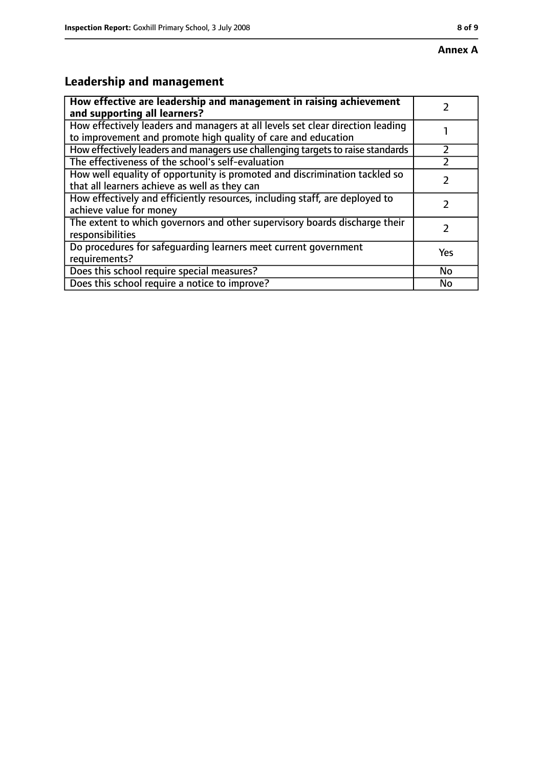**Annex A**

## Leadership and management

| How effective are leadership and management in raising achievement and supporting all learners? | 2 |
| --- | --- |
| How effectively leaders and managers at all levels set clear direction leading to improvement and promote high quality of care and education | 1 |
| How effectively leaders and managers use challenging targets to raise standards | 2 |
| The effectiveness of the school's self-evaluation | 2 |
| How well equality of opportunity is promoted and discrimination tackled so that all learners achieve as well as they can | 2 |
| How effectively and efficiently resources, including staff, are deployed to achieve value for money | 2 |
| The extent to which governors and other supervisory boards discharge their responsibilities | 2 |
| Do procedures for safeguarding learners meet current government requirements? | Yes |
| Does this school require special measures? | No |
| Does this school require a notice to improve? | No |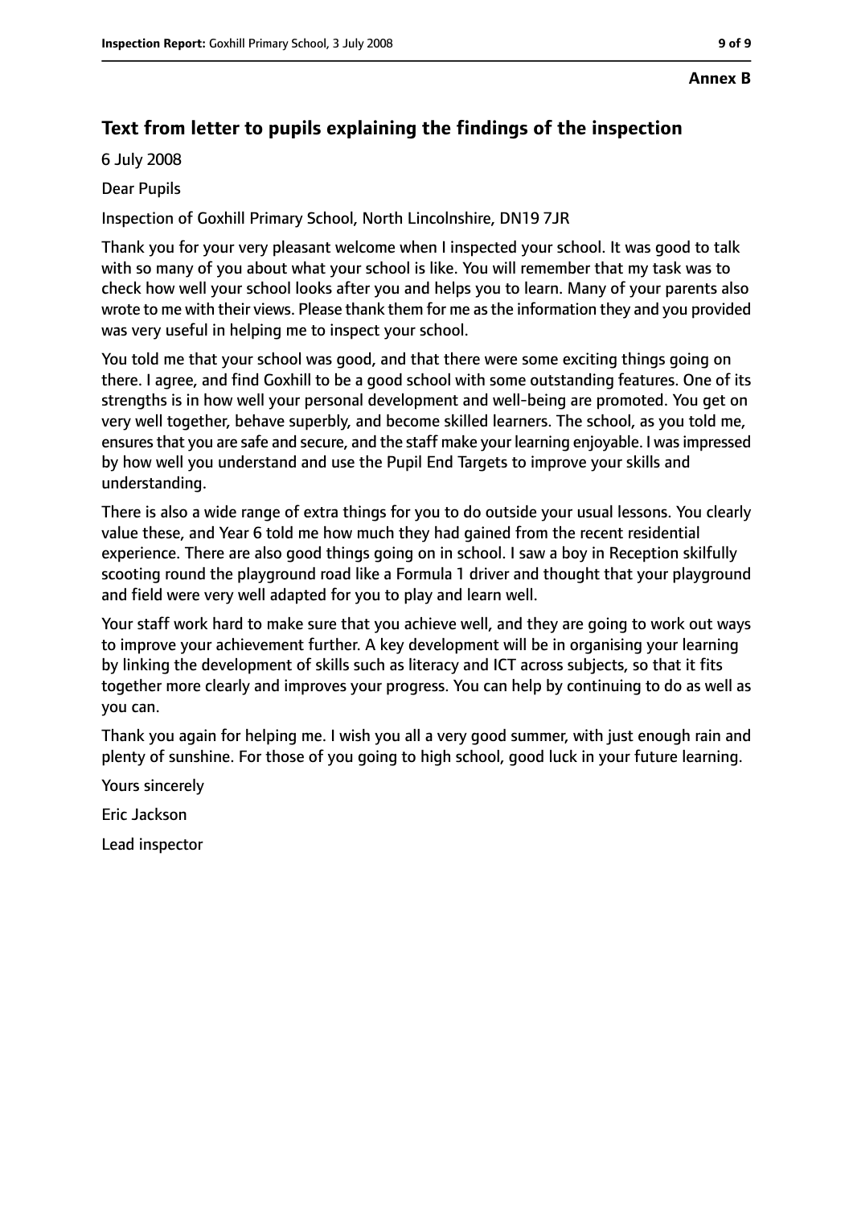**Annex B**

## Text from letter to pupils explaining the findings of the inspection

6 July 2008

Dear Pupils

Inspection of Goxhill Primary School, North Lincolnshire, DN19 7JR

Thank you for your very pleasant welcome when I inspected your school. It was good to talk with so many of you about what your school is like. You will remember that my task was to check how well your school looks after you and helps you to learn. Many of your parents also wrote to me with their views. Please thank them for me as the information they and you provided was very useful in helping me to inspect your school.

You told me that your school was good, and that there were some exciting things going on there. I agree, and find Goxhill to be a good school with some outstanding features. One of its strengths is in how well your personal development and well-being are promoted. You get on very well together, behave superbly, and become skilled learners. The school, as you told me, ensures that you are safe and secure, and the staff make your learning enjoyable. I was impressed by how well you understand and use the Pupil End Targets to improve your skills and understanding.

There is also a wide range of extra things for you to do outside your usual lessons. You clearly value these, and Year 6 told me how much they had gained from the recent residential experience. There are also good things going on in school. I saw a boy in Reception skilfully scooting round the playground road like a Formula 1 driver and thought that your playground and field were very well adapted for you to play and learn well.

Your staff work hard to make sure that you achieve well, and they are going to work out ways to improve your achievement further. A key development will be in organising your learning by linking the development of skills such as literacy and ICT across subjects, so that it fits together more clearly and improves your progress. You can help by continuing to do as well as you can.

Thank you again for helping me. I wish you all a very good summer, with just enough rain and plenty of sunshine. For those of you going to high school, good luck in your future learning.

Yours sincerely

Eric Jackson

Lead inspector